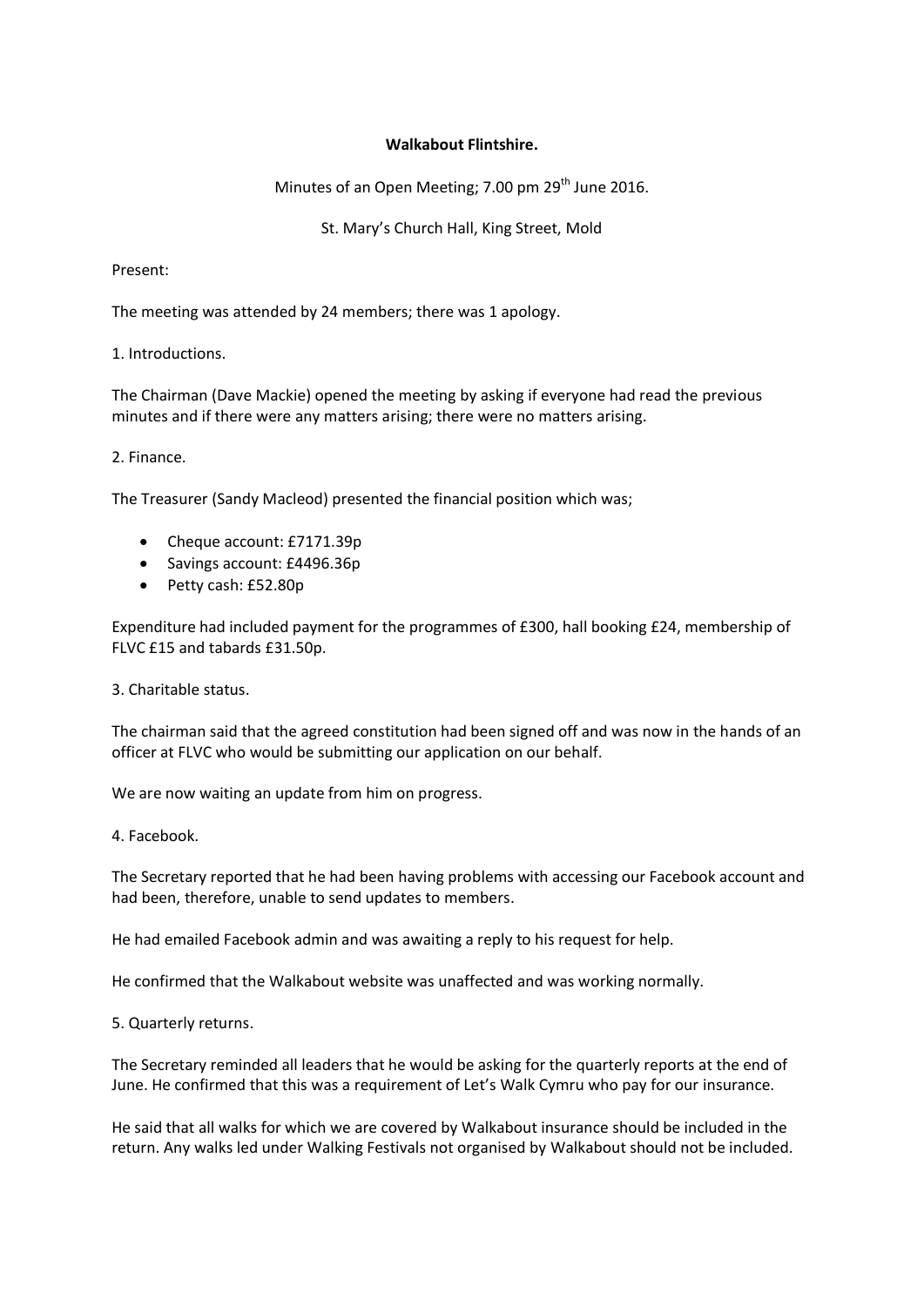**Walkabout Flintshire.**

Minutes of an Open Meeting; 7.00 pm 29th June 2016.

St. Mary's Church Hall, King Street, Mold

Present:

The meeting was attended by 24 members; there was 1 apology.

1. Introductions.

The Chairman (Dave Mackie) opened the meeting by asking if everyone had read the previous minutes and if there were any matters arising; there were no matters arising.

2. Finance.

The Treasurer (Sandy Macleod) presented the financial position which was;

- Cheque account: £7171.39p
- Savings account: £4496.36p
- Petty cash: £52.80p

Expenditure had included payment for the programmes of £300, hall booking £24, membership of FLVC £15 and tabards £31.50p.

3. Charitable status.

The chairman said that the agreed constitution had been signed off and was now in the hands of an officer at FLVC who would be submitting our application on our behalf.

We are now waiting an update from him on progress.

4. Facebook.

The Secretary reported that he had been having problems with accessing our Facebook account and had been, therefore, unable to send updates to members.

He had emailed Facebook admin and was awaiting a reply to his request for help.

He confirmed that the Walkabout website was unaffected and was working normally.

5. Quarterly returns.

The Secretary reminded all leaders that he would be asking for the quarterly reports at the end of June. He confirmed that this was a requirement of Let's Walk Cymru who pay for our insurance.

He said that all walks for which we are covered by Walkabout insurance should be included in the return. Any walks led under Walking Festivals not organised by Walkabout should not be included.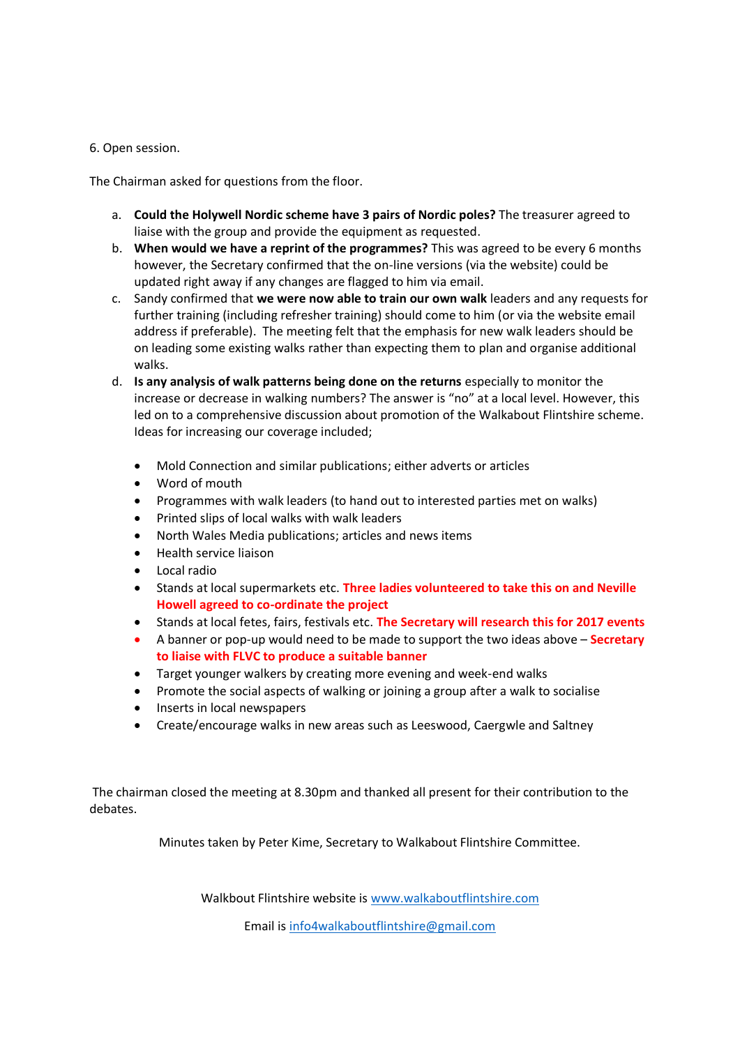6. Open session.

The Chairman asked for questions from the floor.

a. **Could the Holywell Nordic scheme have 3 pairs of Nordic poles?** The treasurer agreed to liaise with the group and provide the equipment as requested.
b. **When would we have a reprint of the programmes?** This was agreed to be every 6 months however, the Secretary confirmed that the on-line versions (via the website) could be updated right away if any changes are flagged to him via email.
c. Sandy confirmed that **we were now able to train our own walk** leaders and any requests for further training (including refresher training) should come to him (or via the website email address if preferable). The meeting felt that the emphasis for new walk leaders should be on leading some existing walks rather than expecting them to plan and organise additional walks.
d. **Is any analysis of walk patterns being done on the returns** especially to monitor the increase or decrease in walking numbers? The answer is "no" at a local level. However, this led on to a comprehensive discussion about promotion of the Walkabout Flintshire scheme. Ideas for increasing our coverage included;

- Mold Connection and similar publications; either adverts or articles
- Word of mouth
- Programmes with walk leaders (to hand out to interested parties met on walks)
- Printed slips of local walks with walk leaders
- North Wales Media publications; articles and news items
- Health service liaison
- Local radio
- Stands at local supermarkets etc. **Three ladies volunteered to take this on and Neville Howell agreed to co-ordinate the project**
- Stands at local fetes, fairs, festivals etc. **The Secretary will research this for 2017 events**
- A banner or pop-up would need to be made to support the two ideas above – **Secretary to liaise with FLVC to produce a suitable banner**
- Target younger walkers by creating more evening and week-end walks
- Promote the social aspects of walking or joining a group after a walk to socialise
- Inserts in local newspapers
- Create/encourage walks in new areas such as Leeswood, Caergwle and Saltney

The chairman closed the meeting at 8.30pm and thanked all present for their contribution to the debates.

Minutes taken by Peter Kime, Secretary to Walkabout Flintshire Committee.

Walkbout Flintshire website is www.walkaboutflintshire.com

Email is info4walkaboutflintshire@gmail.com